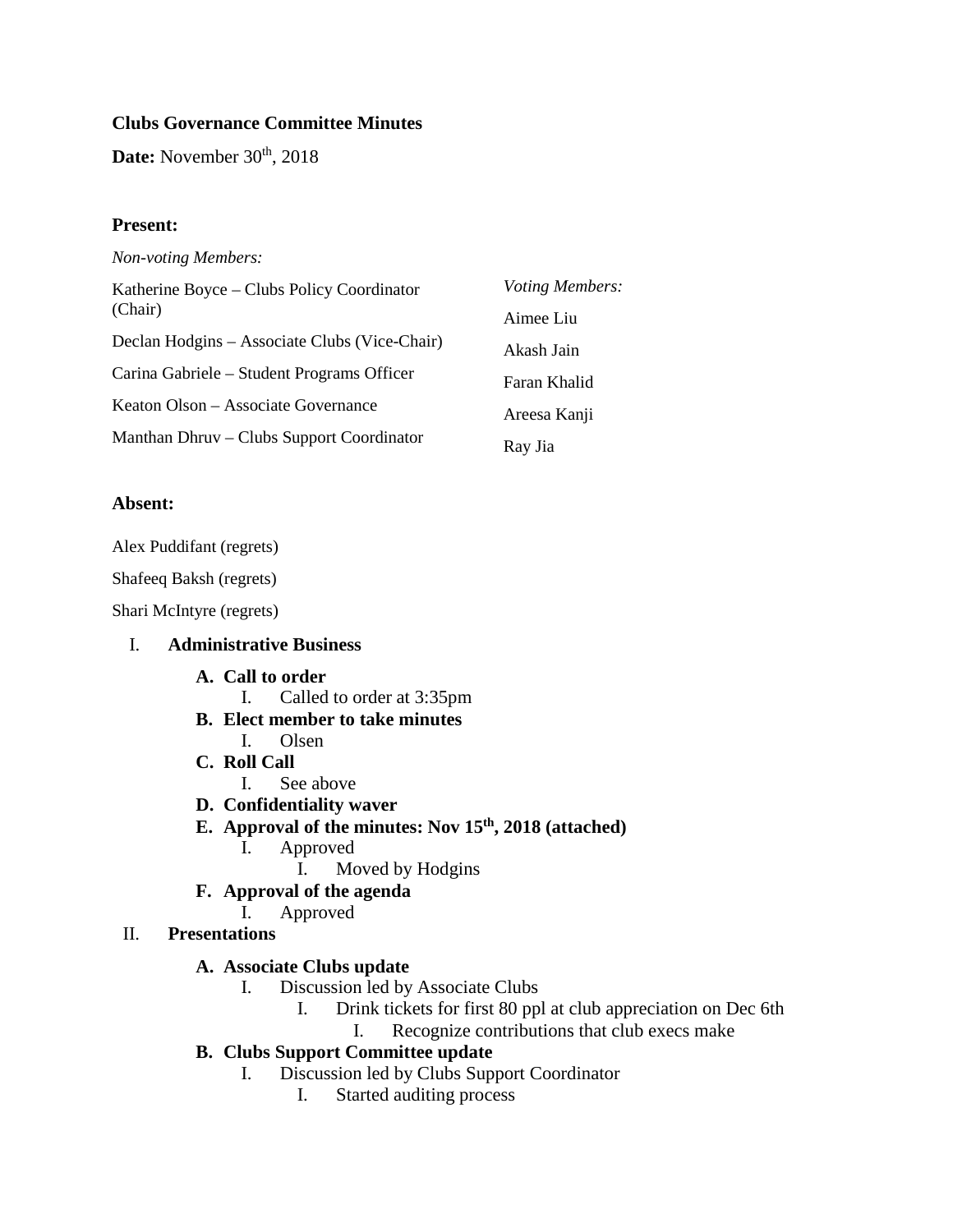**Clubs Governance Committee Minutes**

**Date:** November 30th, 2018

**Present:**

*Non-voting Members:*

Katherine Boyce – Clubs Policy Coordinator (Chair)

Declan Hodgins – Associate Clubs (Vice-Chair)

Carina Gabriele – Student Programs Officer

Keaton Olson – Associate Governance

Manthan Dhruv – Clubs Support Coordinator

*Voting Members:*

Aimee Liu

Akash Jain

Faran Khalid

Areesa Kanji

Ray Jia

**Absent:**

Alex Puddifant (regrets)

Shafeeq Baksh (regrets)

Shari McIntyre (regrets)

I. **Administrative Business**
   - **A. Call to order**
     - I. Called to order at 3:35pm
   - **B. Elect member to take minutes**
     - I. Olsen
   - **C. Roll Call**
     - I. See above
   - **D. Confidentiality waver**
   - **E. Approval of the minutes: Nov 15th, 2018 (attached)**
     - I. Approved
       - I. Moved by Hodgins
   - **F. Approval of the agenda**
     - I. Approved

II. **Presentations**
   - **A. Associate Clubs update**
     - I. Discussion led by Associate Clubs
       - I. Drink tickets for first 80 ppl at club appreciation on Dec 6th
         - I. Recognize contributions that club execs make
   - **B. Clubs Support Committee update**
     - I. Discussion led by Clubs Support Coordinator
       - I. Started auditing process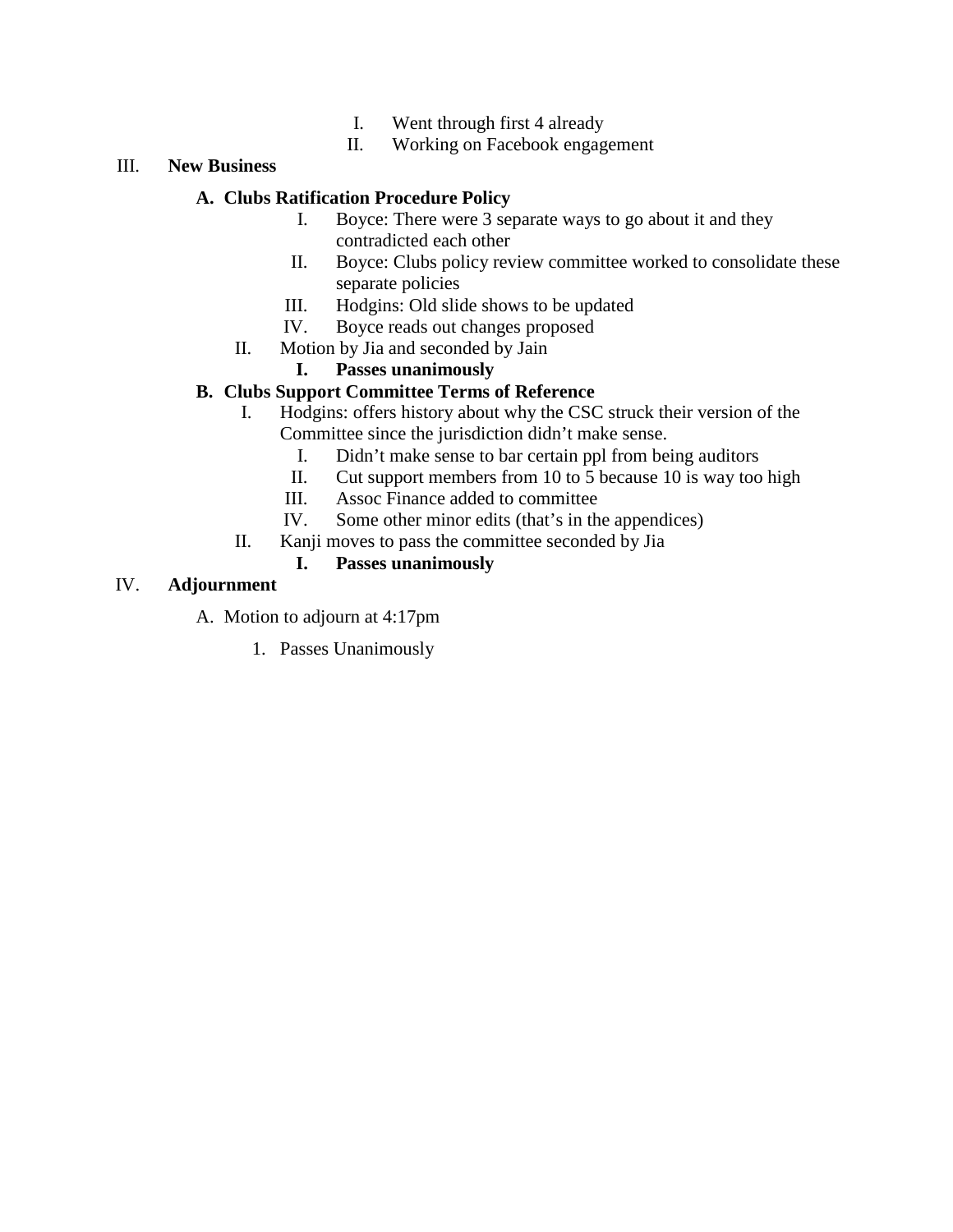I. Went through first 4 already
   II. Working on Facebook engagement

III. **New Business**

   **A. Clubs Ratification Procedure Policy**

      I. Boyce: There were 3 separate ways to go about it and they contradicted each other
      II. Boyce: Clubs policy review committee worked to consolidate these separate policies
      III. Hodgins: Old slide shows to be updated
      IV. Boyce reads out changes proposed

   II. Motion by Jia and seconded by Jain

      **I. Passes unanimously**

   **B. Clubs Support Committee Terms of Reference**

   I. Hodgins: offers history about why the CSC struck their version of the Committee since the jurisdiction didn't make sense.

      I. Didn't make sense to bar certain ppl from being auditors
      II. Cut support members from 10 to 5 because 10 is way too high
      III. Assoc Finance added to committee
      IV. Some other minor edits (that's in the appendices)

   II. Kanji moves to pass the committee seconded by Jia

      **I. Passes unanimously**

IV. **Adjournment**

   A. Motion to adjourn at 4:17pm

      1. Passes Unanimously